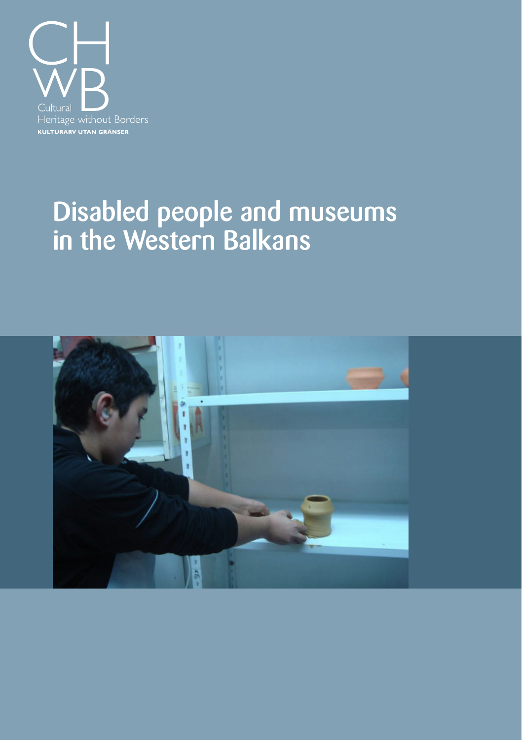CH
WB
Cultural
Heritage without Borders
KULTURARV UTAN GRÄNSER

# Disabled people and museums in the Western Balkans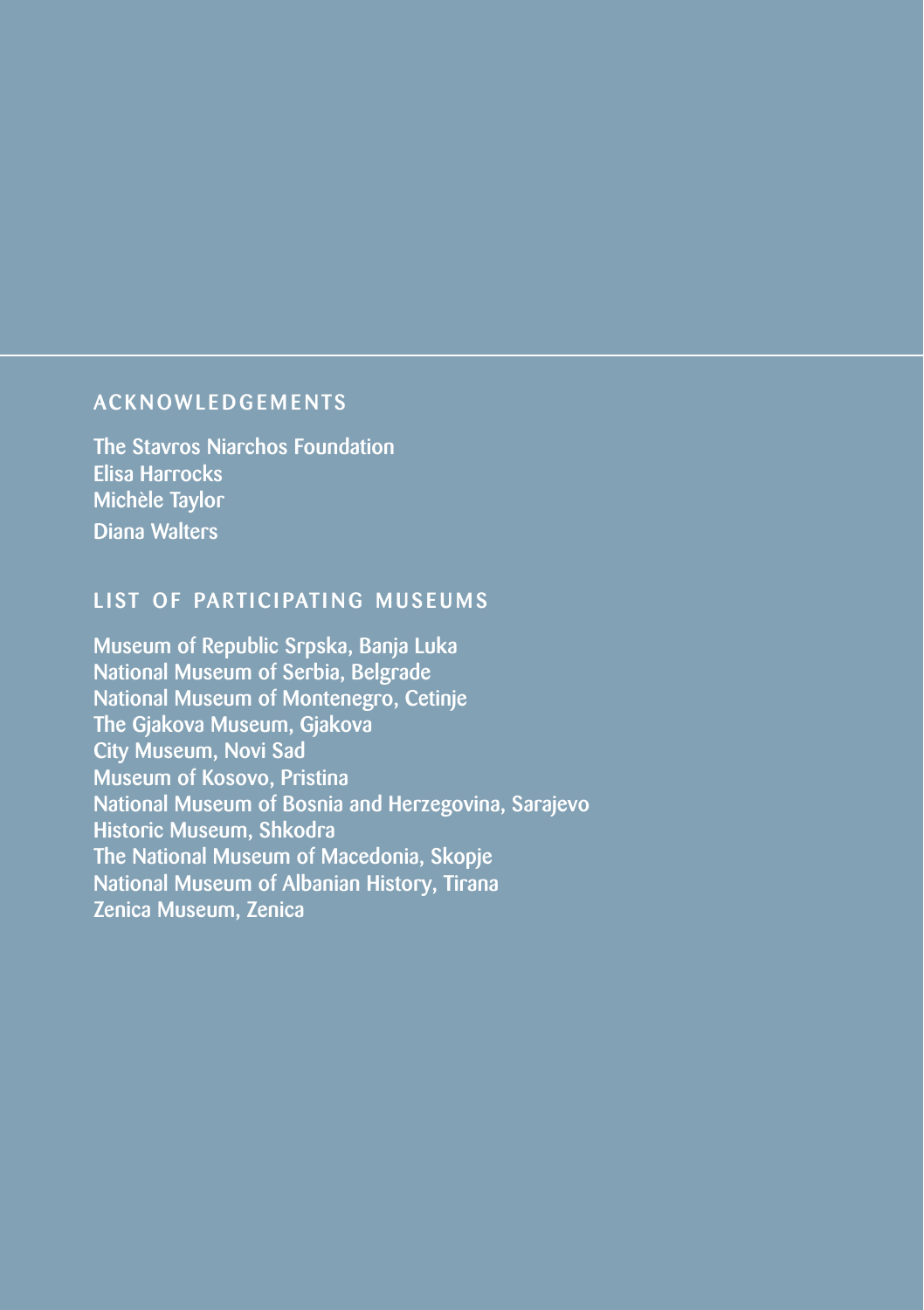## ACKNOWLEDGEMENTS

The Stavros Niarchos Foundation
Elisa Harrocks
Michèle Taylor
Diana Walters

## LIST OF PARTICIPATING MUSEUMS

Museum of Republic Srpska, Banja Luka
National Museum of Serbia, Belgrade
National Museum of Montenegro, Cetinje
The Gjakova Museum, Gjakova
City Museum, Novi Sad
Museum of Kosovo, Pristina
National Museum of Bosnia and Herzegovina, Sarajevo
Historic Museum, Shkodra
The National Museum of Macedonia, Skopje
National Museum of Albanian History, Tirana
Zenica Museum, Zenica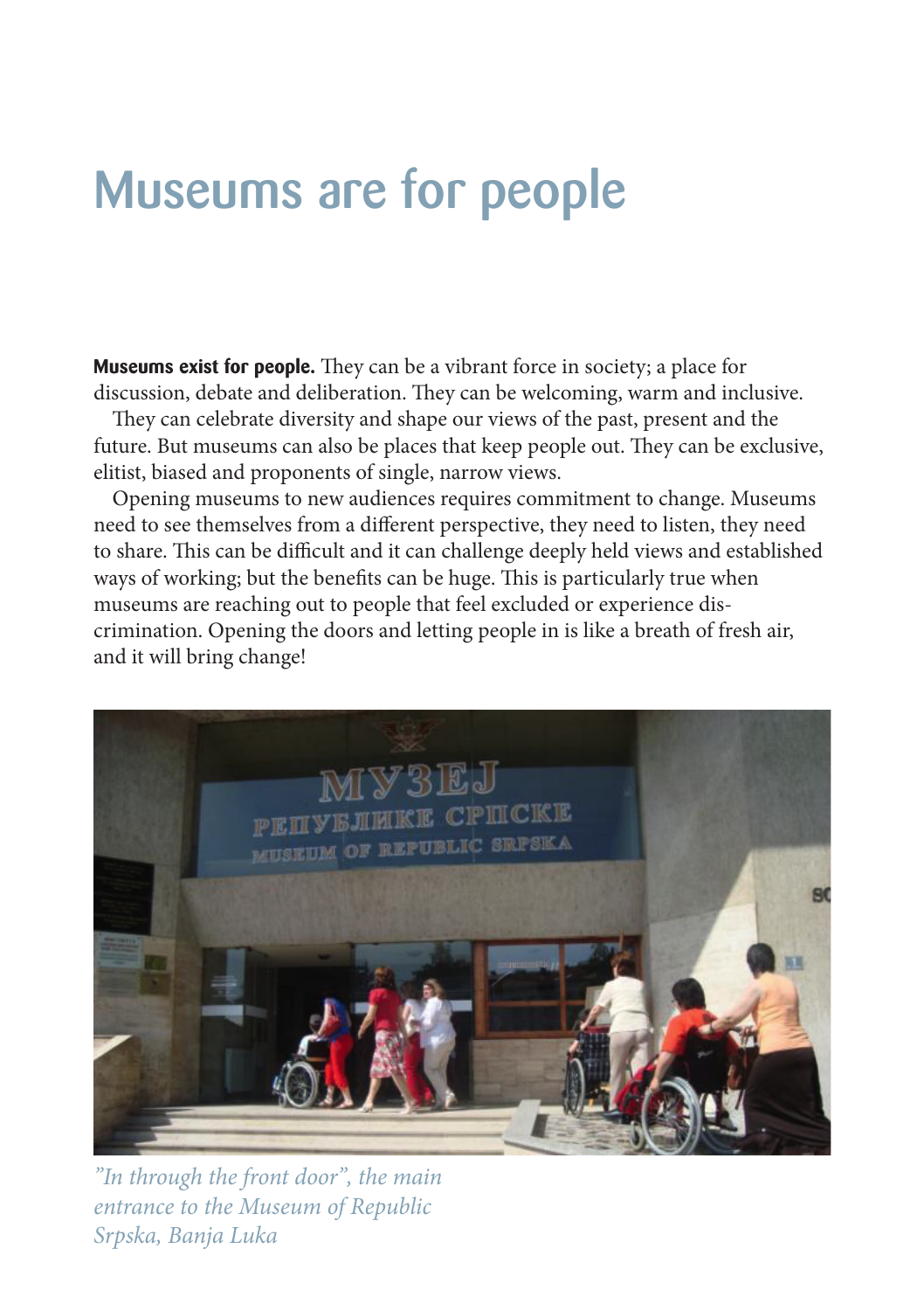# Museums are for people

**Museums exist for people.** They can be a vibrant force in society; a place for discussion, debate and deliberation. They can be welcoming, warm and inclusive.

They can celebrate diversity and shape our views of the past, present and the future. But museums can also be places that keep people out. They can be exclusive, elitist, biased and proponents of single, narrow views.

Opening museums to new audiences requires commitment to change. Museums need to see themselves from a different perspective, they need to listen, they need to share. This can be difficult and it can challenge deeply held views and established ways of working; but the benefits can be huge. This is particularly true when museums are reaching out to people that feel excluded or experience discrimination. Opening the doors and letting people in is like a breath of fresh air, and it will bring change!

*"In through the front door", the main entrance to the Museum of Republic Srpska, Banja Luka*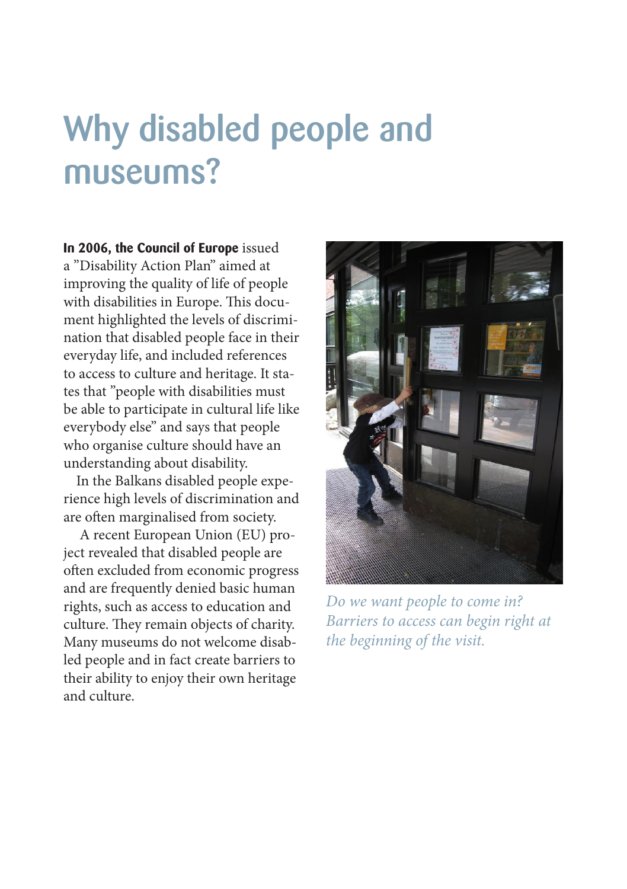# Why disabled people and museums?

**In 2006, the Council of Europe** issued a "Disability Action Plan" aimed at improving the quality of life of people with disabilities in Europe. This document highlighted the levels of discrimination that disabled people face in their everyday life, and included references to access to culture and heritage. It states that "people with disabilities must be able to participate in cultural life like everybody else" and says that people who organise culture should have an understanding about disability.

In the Balkans disabled people experience high levels of discrimination and are often marginalised from society.

A recent European Union (EU) project revealed that disabled people are often excluded from economic progress and are frequently denied basic human rights, such as access to education and culture. They remain objects of charity. Many museums do not welcome disabled people and in fact create barriers to their ability to enjoy their own heritage and culture.

*Do we want people to come in? Barriers to access can begin right at the beginning of the visit.*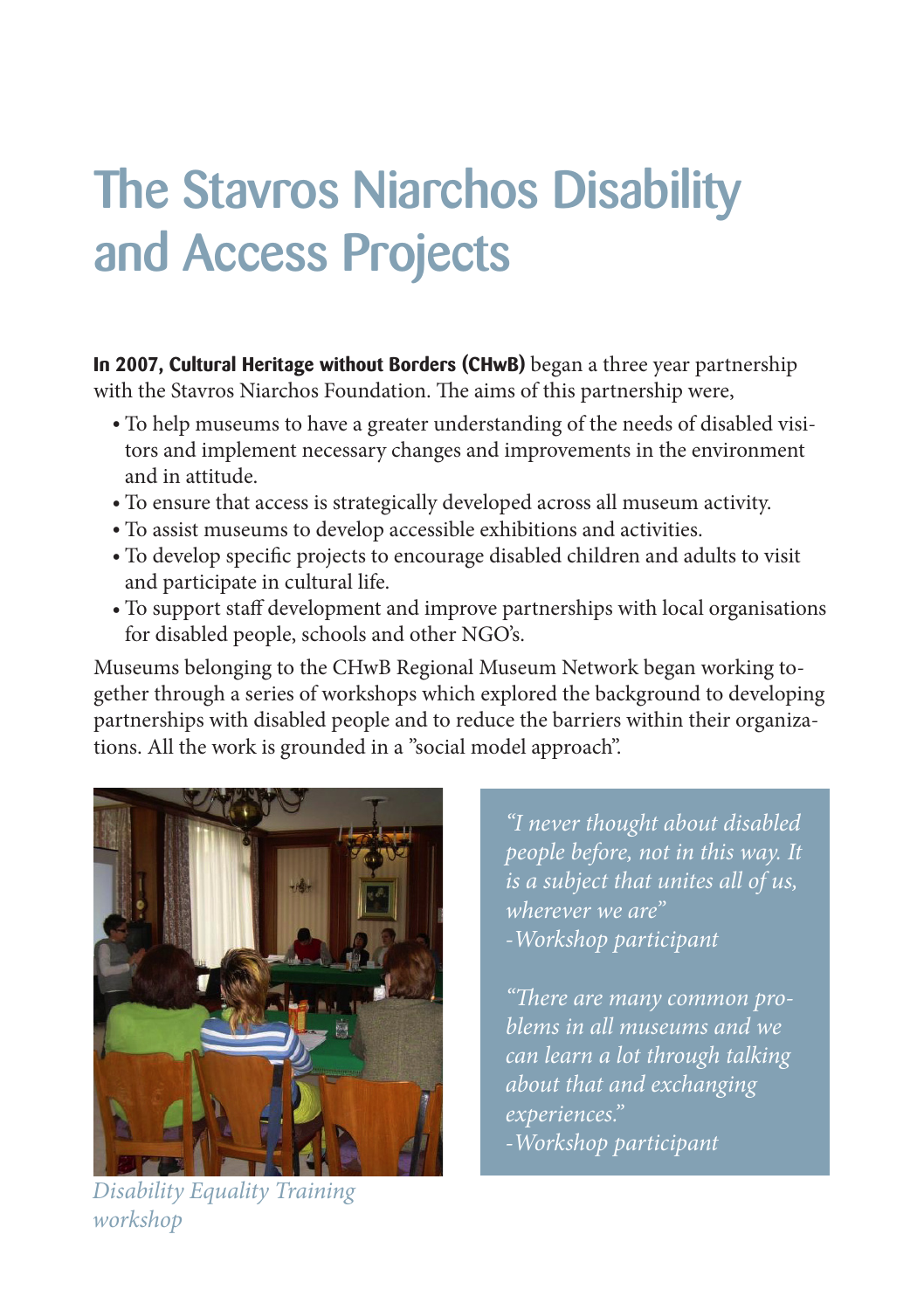# The Stavros Niarchos Disability and Access Projects

**In 2007, Cultural Heritage without Borders (CHwB)** began a three year partnership with the Stavros Niarchos Foundation. The aims of this partnership were,

- To help museums to have a greater understanding of the needs of disabled visitors and implement necessary changes and improvements in the environment and in attitude.
- To ensure that access is strategically developed across all museum activity.
- To assist museums to develop accessible exhibitions and activities.
- To develop specific projects to encourage disabled children and adults to visit and participate in cultural life.
- To support staff development and improve partnerships with local organisations for disabled people, schools and other NGO's.

Museums belonging to the CHwB Regional Museum Network began working together through a series of workshops which explored the background to developing partnerships with disabled people and to reduce the barriers within their organizations. All the work is grounded in a "social model approach".

*Disability Equality Training workshop*

*"I never thought about disabled people before, not in this way. It is a subject that unites all of us, wherever we are"*
*-Workshop participant*

*"There are many common problems in all museums and we can learn a lot through talking about that and exchanging experiences."*
*-Workshop participant*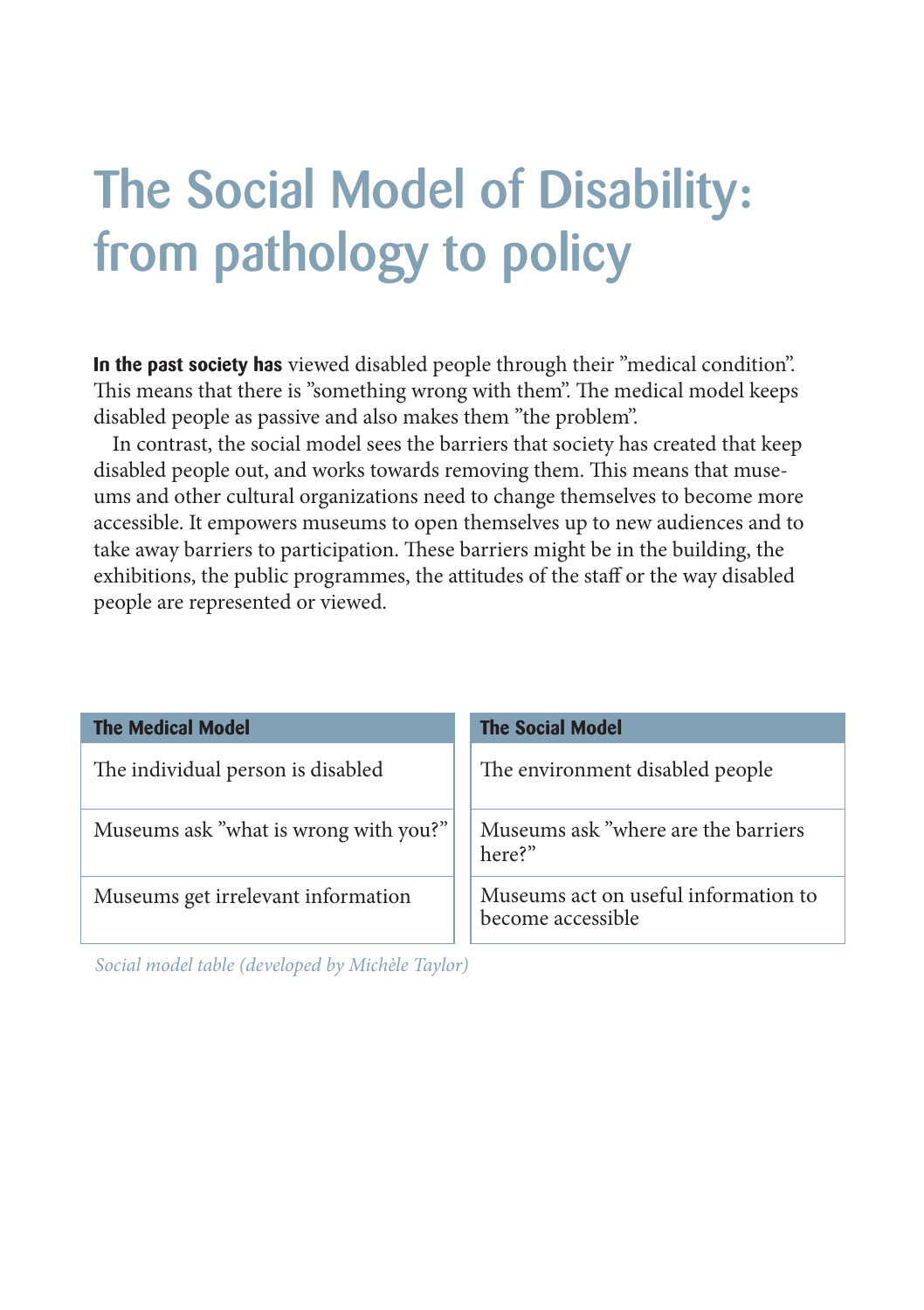# The Social Model of Disability: from pathology to policy

**In the past society has** viewed disabled people through their ”medical condition”. This means that there is ”something wrong with them”. The medical model keeps disabled people as passive and also makes them ”the problem”.

In contrast, the social model sees the barriers that society has created that keep disabled people out, and works towards removing them. This means that museums and other cultural organizations need to change themselves to become more accessible. It empowers museums to open themselves up to new audiences and to take away barriers to participation. These barriers might be in the building, the exhibitions, the public programmes, the attitudes of the staff or the way disabled people are represented or viewed.

| The Medical Model | The Social Model |
|---|---|
| The individual person is disabled | The environment disabled people |
| Museums ask ”what is wrong with you?” | Museums ask ”where are the barriers here?” |
| Museums get irrelevant information | Museums act on useful information to become accessible |

*Social model table (developed by Michèle Taylor)*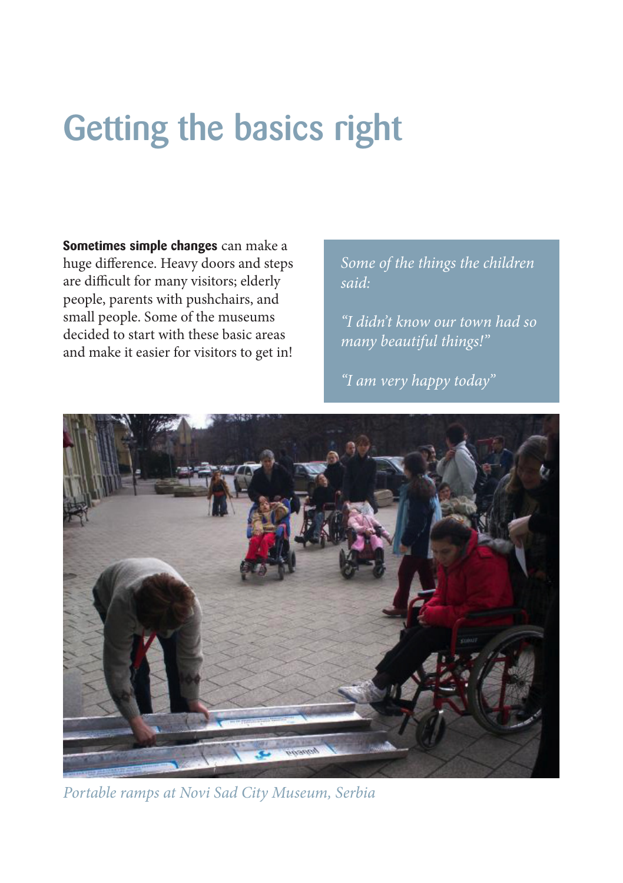# Getting the basics right

**Sometimes simple changes** can make a huge difference. Heavy doors and steps are difficult for many visitors; elderly people, parents with pushchairs, and small people. Some of the museums decided to start with these basic areas and make it easier for visitors to get in!

*Some of the things the children said:*

*"I didn't know our town had so many beautiful things!"*

*"I am very happy today"*

*Portable ramps at Novi Sad City Museum, Serbia*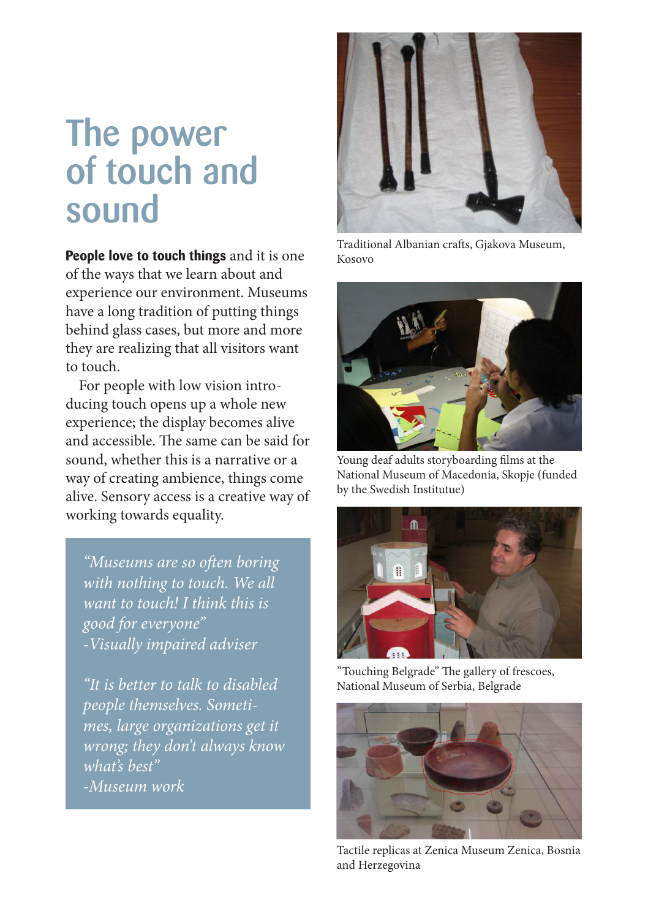# The power of touch and sound

**People love to touch things** and it is one of the ways that we learn about and experience our environment. Museums have a long tradition of putting things behind glass cases, but more and more they are realizing that all visitors want to touch.

For people with low vision introducing touch opens up a whole new experience; the display becomes alive and accessible. The same can be said for sound, whether this is a narrative or a way of creating ambience, things come alive. Sensory access is a creative way of working towards equality.

> *"Museums are so often boring with nothing to touch. We all want to touch! I think this is good for everyone"*
> *-Visually impaired adviser*
>
> *"It is better to talk to disabled people themselves. Sometimes, large organizations get it wrong; they don't always know what's best"*
> *-Museum work*

Traditional Albanian crafts, Gjakova Museum, Kosovo

Young deaf adults storyboarding films at the National Museum of Macedonia, Skopje (funded by the Swedish Institutue)

"Touching Belgrade" The gallery of frescoes, National Museum of Serbia, Belgrade

Tactile replicas at Zenica Museum Zenica, Bosnia and Herzegovina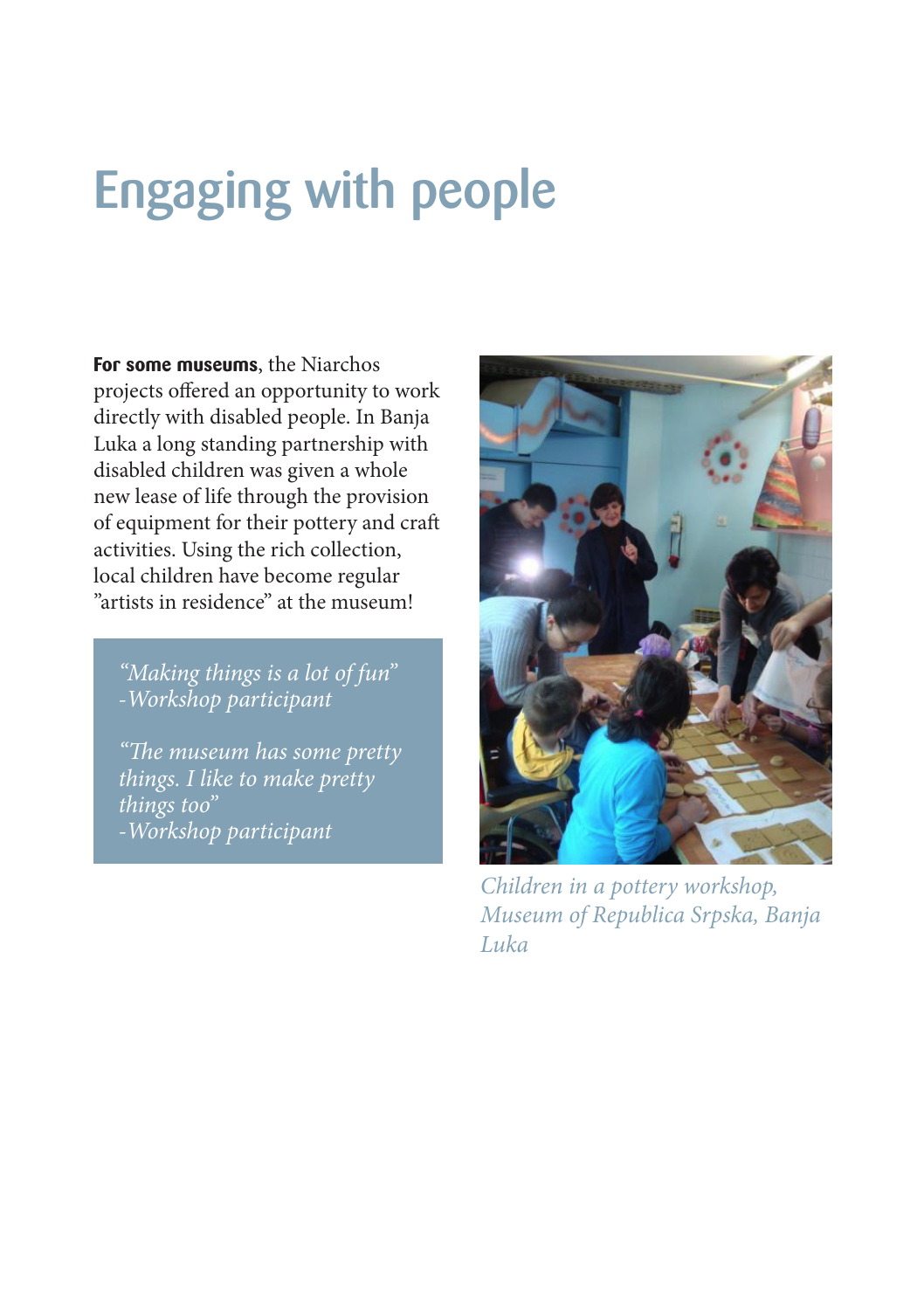# Engaging with people

**For some museums**, the Niarchos projects offered an opportunity to work directly with disabled people. In Banja Luka a long standing partnership with disabled children was given a whole new lease of life through the provision of equipment for their pottery and craft activities. Using the rich collection, local children have become regular "artists in residence" at the museum!

> *"Making things is a lot of fun"*
> *-Workshop participant*
>
> *"The museum has some pretty things. I like to make pretty things too"*
> *-Workshop participant*

*Children in a pottery workshop, Museum of Republica Srpska, Banja Luka*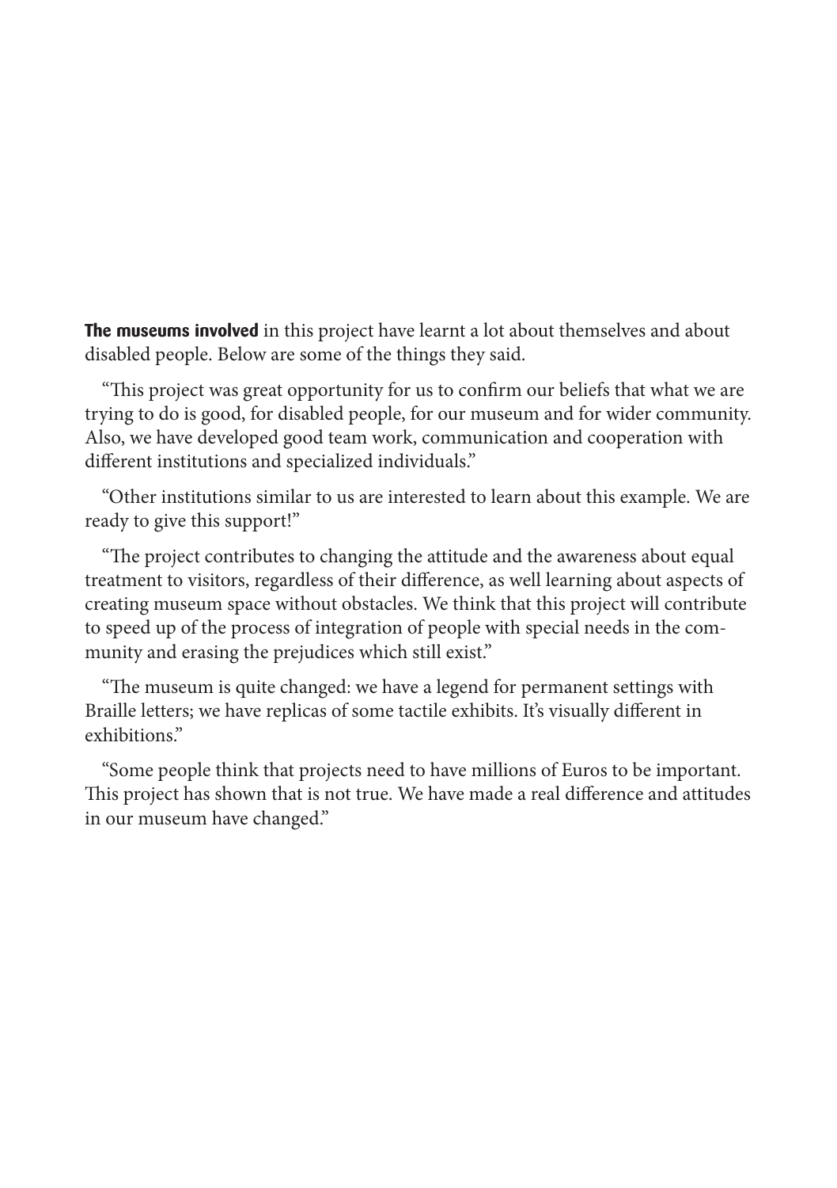**The museums involved** in this project have learnt a lot about themselves and about disabled people. Below are some of the things they said.

"This project was great opportunity for us to confirm our beliefs that what we are trying to do is good, for disabled people, for our museum and for wider community. Also, we have developed good team work, communication and cooperation with different institutions and specialized individuals."

"Other institutions similar to us are interested to learn about this example. We are ready to give this support!"

"The project contributes to changing the attitude and the awareness about equal treatment to visitors, regardless of their difference, as well learning about aspects of creating museum space without obstacles. We think that this project will contribute to speed up of the process of integration of people with special needs in the community and erasing the prejudices which still exist."

"The museum is quite changed: we have a legend for permanent settings with Braille letters; we have replicas of some tactile exhibits. It's visually different in exhibitions."

"Some people think that projects need to have millions of Euros to be important. This project has shown that is not true. We have made a real difference and attitudes in our museum have changed."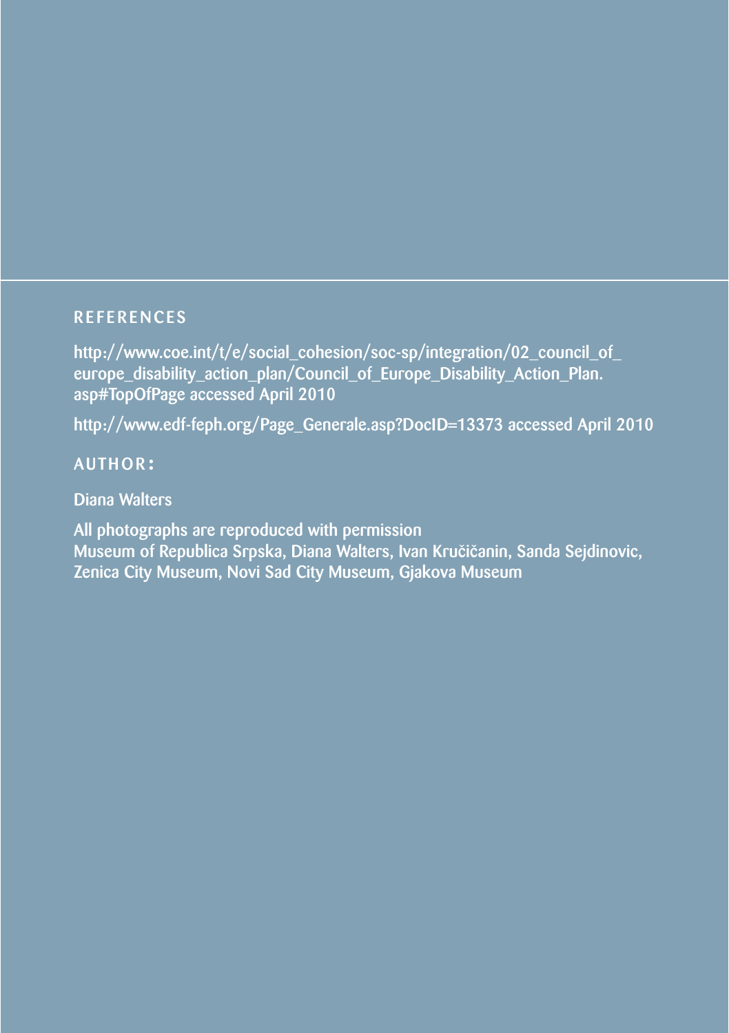## REFERENCES

http://www.coe.int/t/e/social_cohesion/soc-sp/integration/02_council_of_europe_disability_action_plan/Council_of_Europe_Disability_Action_Plan.asp#TopOfPage accessed April 2010

http://www.edf-feph.org/Page_Generale.asp?DocID=13373 accessed April 2010

## AUTHOR:

Diana Walters

All photographs are reproduced with permission
Museum of Republica Srpska, Diana Walters, Ivan Kručičanin, Sanda Sejdinovic, Zenica City Museum, Novi Sad City Museum, Gjakova Museum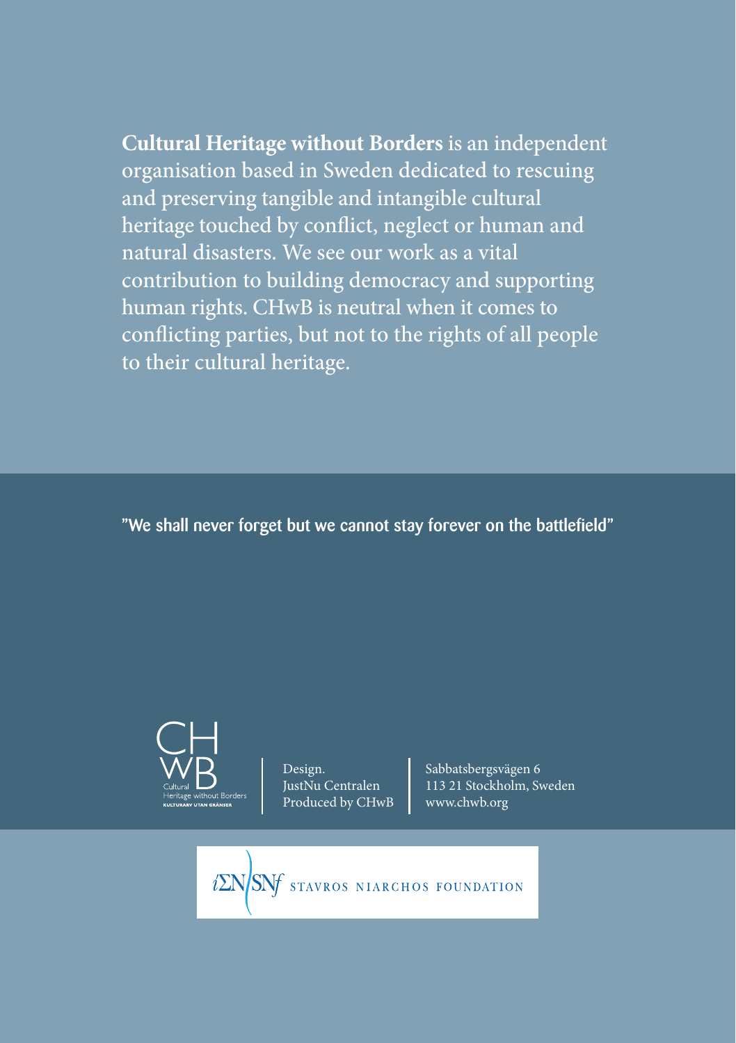**Cultural Heritage without Borders** is an independent organisation based in Sweden dedicated to rescuing and preserving tangible and intangible cultural heritage touched by conflict, neglect or human and natural disasters. We see our work as a vital contribution to building democracy and supporting human rights. CHwB is neutral when it comes to conflicting parties, but not to the rights of all people to their cultural heritage.

"We shall never forget but we cannot stay forever on the battlefield"

CH
WB
Cultural
Heritage without Borders
KULTURARV UTAN GRÄNSER

Design.
JustNu Centralen
Produced by CHwB

Sabbatsbergsvägen 6
113 21 Stockholm, Sweden
www.chwb.org

ΙΣΝ SNf STAVROS NIARCHOS FOUNDATION